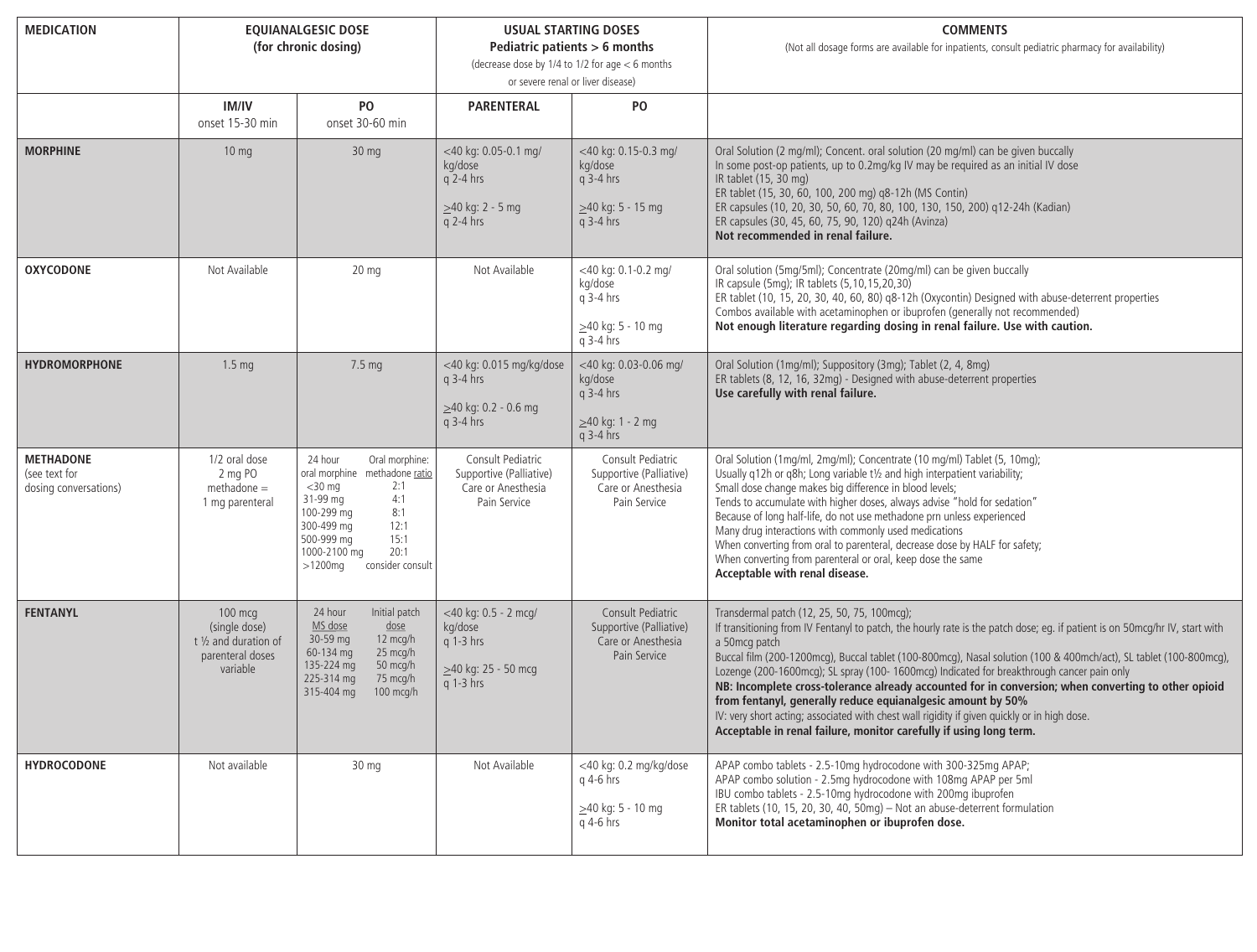| MEDICATION | EQUIANALGESIC DOSE (for chronic dosing) | | USUAL STARTING DOSES Pediatric patients > 6 months (decrease dose by 1/4 to 1/2 for age < 6 months or severe renal or liver disease) | | COMMENTS (Not all dosage forms are available for inpatients, consult pediatric pharmacy for availability) |
|---|---|---|---|---|---|
| | IM/IV onset 15-30 min | PO onset 30-60 min | PARENTERAL | PO | |
| **MORPHINE** | 10 mg | 30 mg | <40 kg: 0.05-0.1 mg/kg/dose q 2-4 hrs<br><br>≥40 kg: 2 - 5 mg q 2-4 hrs | <40 kg: 0.15-0.3 mg/kg/dose q 3-4 hrs<br><br>≥40 kg: 5 - 15 mg q 3-4 hrs | Oral Solution (2 mg/ml); Concent. oral solution (20 mg/ml) can be given buccally<br>In some post-op patients, up to 0.2mg/kg IV may be required as an initial IV dose<br>IR tablet (15, 30 mg)<br>ER tablet (15, 30, 60, 100, 200 mg) q8-12h (MS Contin)<br>ER capsules (10, 20, 30, 50, 60, 70, 80, 100, 130, 150, 200) q12-24h (Kadian)<br>ER capsules (30, 45, 60, 75, 90, 120) q24h (Avinza)<br>**Not recommended in renal failure.** |
| **OXYCODONE** | Not Available | 20 mg | Not Available | <40 kg: 0.1-0.2 mg/kg/dose q 3-4 hrs<br><br>≥40 kg: 5 - 10 mg q 3-4 hrs | Oral solution (5mg/5ml); Concentrate (20mg/ml) can be given buccally<br>IR capsule (5mg); IR tablets (5,10,15,20,30)<br>ER tablet (10, 15, 20, 30, 40, 60, 80) q8-12h (Oxycontin) Designed with abuse-deterrent properties<br>Combos available with acetaminophen or ibuprofen (generally not recommended)<br>**Not enough literature regarding dosing in renal failure. Use with caution.** |
| **HYDROMORPHONE** | 1.5 mg | 7.5 mg | <40 kg: 0.015 mg/kg/dose q 3-4 hrs<br><br>≥40 kg: 0.2 - 0.6 mg q 3-4 hrs | <40 kg: 0.03-0.06 mg/kg/dose q 3-4 hrs<br><br>≥40 kg: 1 - 2 mg q 3-4 hrs | Oral Solution (1mg/ml); Suppository (3mg); Tablet (2, 4, 8mg)<br>ER tablets (8, 12, 16, 32mg) - Designed with abuse-deterrent properties<br>**Use carefully with renal failure.** |
| **METHADONE** (see text for dosing conversations) | 1/2 oral dose<br>2 mg PO methadone = 1 mg parenteral | 24 hour oral morphine / Oral morphine: methadone ratio<br><30 mg 2:1<br>31-99 mg 4:1<br>100-299 mg 8:1<br>300-499 mg 12:1<br>500-999 mg 15:1<br>1000-2100 mg 20:1<br>>1200mg consider consult | Consult Pediatric Supportive (Palliative) Care or Anesthesia Pain Service | Consult Pediatric Supportive (Palliative) Care or Anesthesia Pain Service | Oral Solution (1mg/ml, 2mg/ml); Concentrate (10 mg/ml) Tablet (5, 10mg);<br>Usually q12h or q8h; Long variable t½ and high interpatient variability;<br>Small dose change makes big difference in blood levels;<br>Tends to accumulate with higher doses, always advise "hold for sedation"<br>Because of long half-life, do not use methadone prn unless experienced<br>Many drug interactions with commonly used medications<br>When converting from oral to parenteral, decrease dose by HALF for safety;<br>When converting from parenteral or oral, keep dose the same<br>**Acceptable with renal disease.** |
| **FENTANYL** | 100 mcg (single dose)<br>t ½ and duration of parenteral doses variable | 24 hour MS dose / Initial patch dose<br>30-59 mg 12 mcg/h<br>60-134 mg 25 mcg/h<br>135-224 mg 50 mcg/h<br>225-314 mg 75 mcg/h<br>315-404 mg 100 mcg/h | <40 kg: 0.5 - 2 mcg/kg/dose q 1-3 hrs<br><br>≥40 kg: 25 - 50 mcg q 1-3 hrs | Consult Pediatric Supportive (Palliative) Care or Anesthesia Pain Service | Transdermal patch (12, 25, 50, 75, 100mcg);<br>If transitioning from IV Fentanyl to patch, the hourly rate is the patch dose; eg. if patient is on 50mcg/hr IV, start with a 50mcg patch<br>Buccal film (200-1200mcg), Buccal tablet (100-800mcg), Nasal solution (100 & 400mch/act), SL tablet (100-800mcg), Lozenge (200-1600mcg); SL spray (100- 1600mcg) Indicated for breakthrough cancer pain only<br>**NB: Incomplete cross-tolerance already accounted for in conversion; when converting to other opioid from fentanyl, generally reduce equianalgesic amount by 50%**<br>IV: very short acting; associated with chest wall rigidity if given quickly or in high dose.<br>**Acceptable in renal failure, monitor carefully if using long term.** |
| **HYDROCODONE** | Not available | 30 mg | Not Available | <40 kg: 0.2 mg/kg/dose q 4-6 hrs<br><br>≥40 kg: 5 - 10 mg q 4-6 hrs | APAP combo tablets - 2.5-10mg hydrocodone with 300-325mg APAP;<br>APAP combo solution - 2.5mg hydrocodone with 108mg APAP per 5ml<br>IBU combo tablets - 2.5-10mg hydrocodone with 200mg ibuprofen<br>ER tablets (10, 15, 20, 30, 40, 50mg) – Not an abuse-deterrent formulation<br>**Monitor total acetaminophen or ibuprofen dose.** |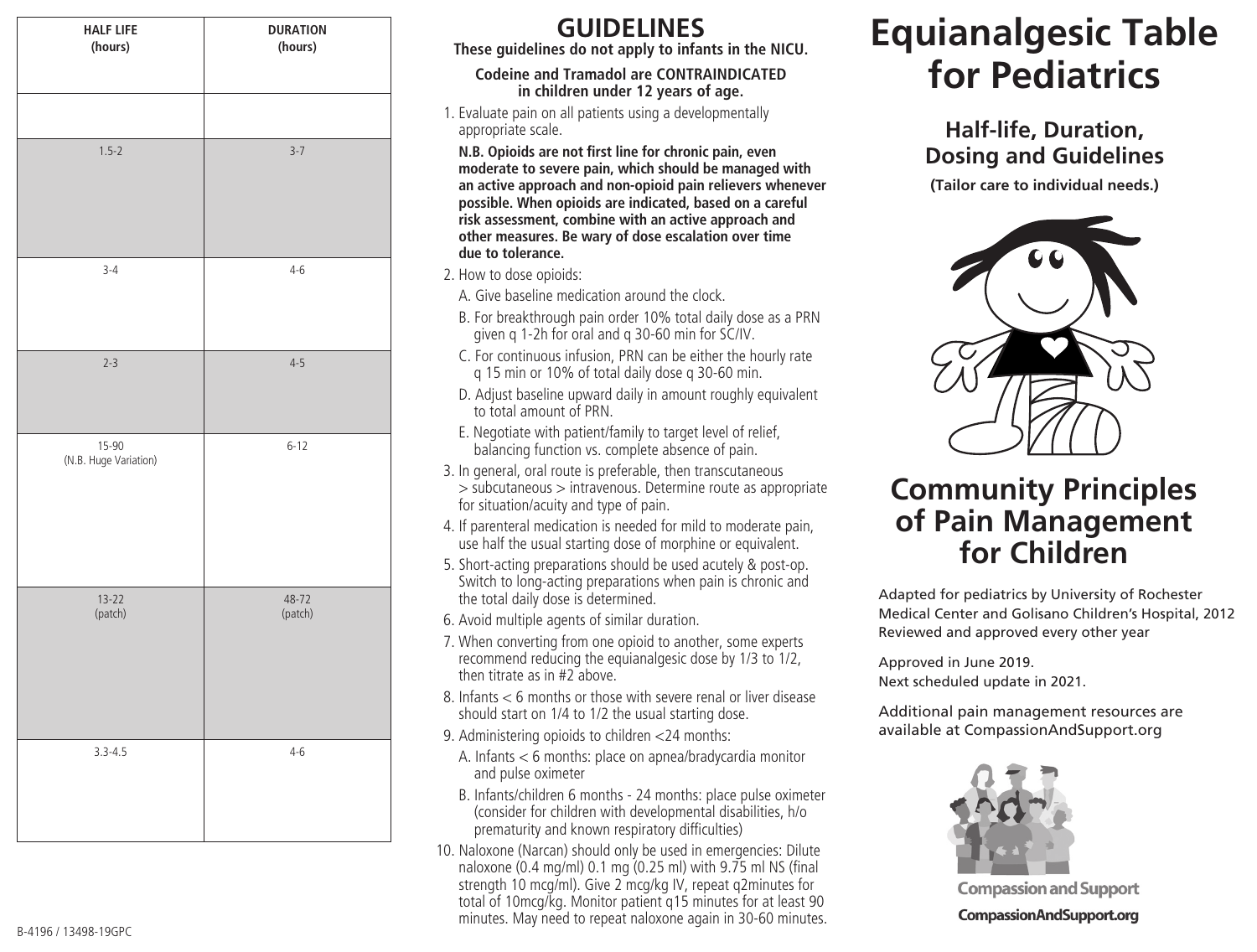| HALF LIFE (hours) | DURATION (hours) |
|---|---|
| | |
| 1.5-2 | 3-7 |
| 3-4 | 4-6 |
| 2-3 | 4-5 |
| 15-90 (N.B. Huge Variation) | 6-12 |
| 13-22 (patch) | 48-72 (patch) |
| 3.3-4.5 | 4-6 |

B-4196 / 13498-19GPC

## GUIDELINES

**These guidelines do not apply to infants in the NICU.**

**Codeine and Tramadol are CONTRAINDICATED in children under 12 years of age.**

1. Evaluate pain on all patients using a developmentally appropriate scale.

   **N.B. Opioids are not first line for chronic pain, even moderate to severe pain, which should be managed with an active approach and non-opioid pain relievers whenever possible. When opioids are indicated, based on a careful risk assessment, combine with an active approach and other measures. Be wary of dose escalation over time due to tolerance.**

2. How to dose opioids:
   - A. Give baseline medication around the clock.
   - B. For breakthrough pain order 10% total daily dose as a PRN given q 1-2h for oral and q 30-60 min for SC/IV.
   - C. For continuous infusion, PRN can be either the hourly rate q 15 min or 10% of total daily dose q 30-60 min.
   - D. Adjust baseline upward daily in amount roughly equivalent to total amount of PRN.
   - E. Negotiate with patient/family to target level of relief, balancing function vs. complete absence of pain.
3. In general, oral route is preferable, then transcutaneous > subcutaneous > intravenous. Determine route as appropriate for situation/acuity and type of pain.
4. If parenteral medication is needed for mild to moderate pain, use half the usual starting dose of morphine or equivalent.
5. Short-acting preparations should be used acutely & post-op. Switch to long-acting preparations when pain is chronic and the total daily dose is determined.
6. Avoid multiple agents of similar duration.
7. When converting from one opioid to another, some experts recommend reducing the equianalgesic dose by 1/3 to 1/2, then titrate as in #2 above.
8. Infants < 6 months or those with severe renal or liver disease should start on 1/4 to 1/2 the usual starting dose.
9. Administering opioids to children <24 months:
   - A. Infants < 6 months: place on apnea/bradycardia monitor and pulse oximeter
   - B. Infants/children 6 months - 24 months: place pulse oximeter (consider for children with developmental disabilities, h/o prematurity and known respiratory difficulties)
10. Naloxone (Narcan) should only be used in emergencies: Dilute naloxone (0.4 mg/ml) 0.1 mg (0.25 ml) with 9.75 ml NS (final strength 10 mcg/ml). Give 2 mcg/kg IV, repeat q2minutes for total of 10mcg/kg. Monitor patient q15 minutes for at least 90 minutes. May need to repeat naloxone again in 30-60 minutes.

# Equianalgesic Table for Pediatrics

### Half-life, Duration, Dosing and Guidelines

**(Tailor care to individual needs.)**

## Community Principles of Pain Management for Children

Adapted for pediatrics by University of Rochester Medical Center and Golisano Children's Hospital, 2012
Reviewed and approved every other year

Approved in June 2019.
Next scheduled update in 2021.

Additional pain management resources are available at CompassionAndSupport.org

**Compassion and Support**

**CompassionAndSupport.org**